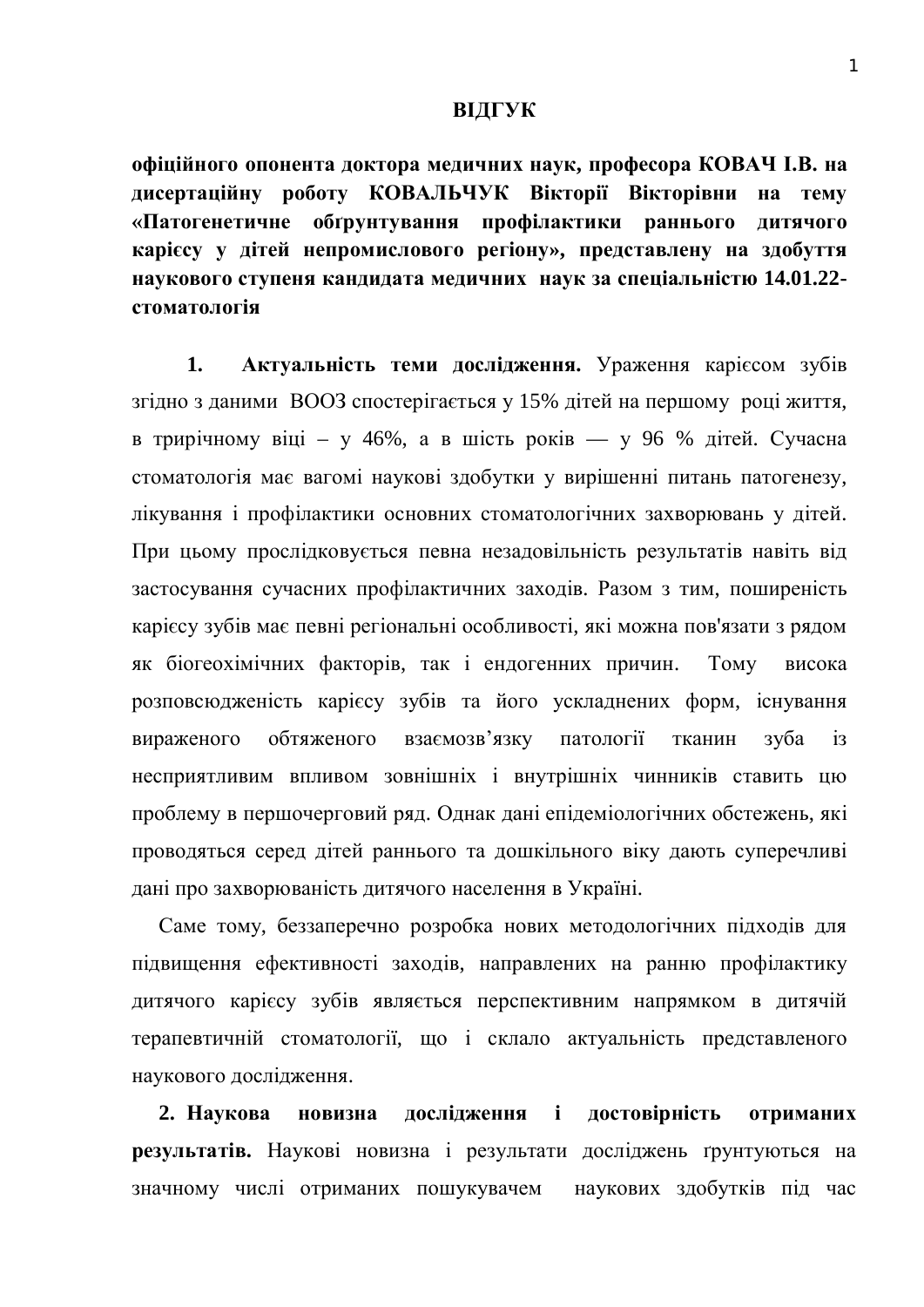# ВІДГУК

**офіційного опонента доктора медичних наук, професора КОВАЧ І.В. на дисертаційну роботу КОВАЛЬЧУК Вікторії Вікторівни на тему «Патогенетичне обґрунтування профілактики раннього дитячого карієсу у дітей непромислового регіону», представлену на здобуття наукового ступеня кандидата медичних наук за спеціальністю 14.01.22-стоматологія**

**1. Актуальність теми дослідження.** Ураження карієсом зубів згідно з даними ВООЗ спостерігається у 15% дітей на першому році життя, в трирічному віці – у 46%, а в шість років — у 96 % дітей. Сучасна стоматологія має вагомі наукові здобутки у вирішенні питань патогенезу, лікування і профілактики основних стоматологічних захворювань у дітей. При цьому прослідковується певна незадовільність результатів навіть від застосування сучасних профілактичних заходів. Разом з тим, поширеність карієсу зубів має певні регіональні особливості, які можна пов'язати з рядом як біогеохімічних факторів, так і ендогенних причин. Тому висока розповсюдженість карієсу зубів та його ускладнених форм, існування вираженого обтяженого взаємозв'язку патології тканин зуба із несприятливим впливом зовнішніх і внутрішніх чинників ставить цю проблему в першочерговий ряд. Однак дані епідеміологічних обстежень, які проводяться серед дітей раннього та дошкільного віку дають суперечливі дані про захворюваність дитячого населення в Україні.

Саме тому, беззаперечно розробка нових методологічних підходів для підвищення ефективності заходів, направлених на ранню профілактику дитячого карієсу зубів являється перспективним напрямком в дитячій терапевтичній стоматології, що і склало актуальність представленого наукового дослідження.

**2. Наукова новизна дослідження і достовірність отриманих результатів.** Наукові новизна і результати досліджень ґрунтуються на значному числі отриманих пошукувачем наукових здобутків під час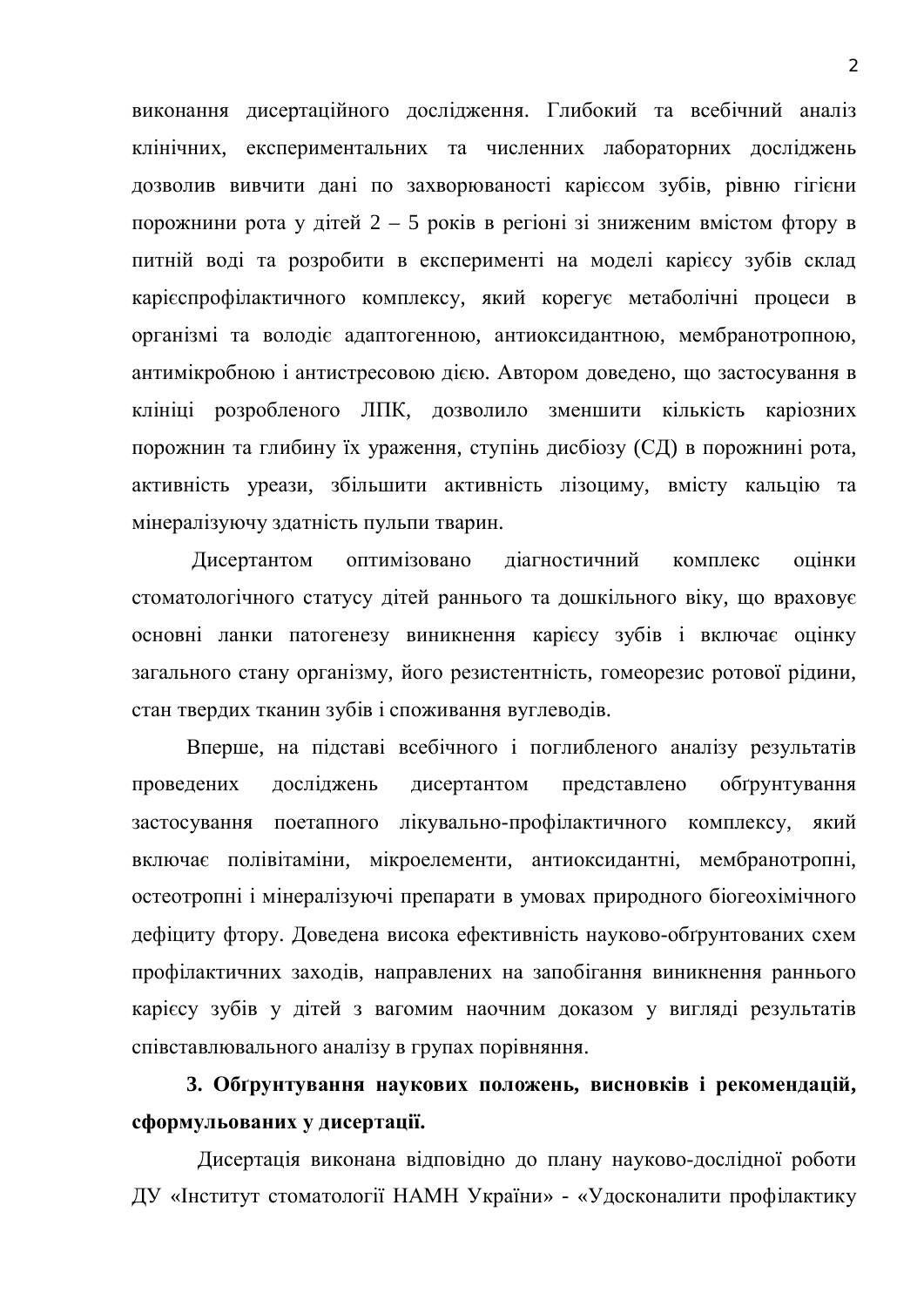виконання дисертаційного дослідження. Глибокий та всебічний аналіз клінічних, експериментальних та численних лабораторних досліджень дозволив вивчити дані по захворюваності карієсом зубів, рівню гігієни порожнини рота у дітей 2 – 5 років в регіоні зі зниженим вмістом фтору в питній воді та розробити в експерименті на моделі карієсу зубів склад карієспрофілактичного комплексу, який корегує метаболічні процеси в організмі та володіє адаптогенною, антиоксидантною, мембранотропною, антимікробною і антистресовою дією. Автором доведено, що застосування в клініці розробленого ЛПК, дозволило зменшити кількість каріозних порожнин та глибину їх ураження, ступінь дисбіозу (СД) в порожнині рота, активність уреази, збільшити активність лізоциму, вмісту кальцію та мінералізуючу здатність пульпи тварин.

Дисертантом оптимізовано діагностичний комплекс оцінки стоматологічного статусу дітей раннього та дошкільного віку, що враховує основні ланки патогенезу виникнення карієсу зубів і включає оцінку загального стану організму, його резистентність, гомеорезис ротової рідини, стан твердих тканин зубів і споживання вуглеводів.

Вперше, на підставі всебічного і поглибленого аналізу результатів проведених досліджень дисертантом представлено обґрунтування застосування поетапного лікувально-профілактичного комплексу, який включає полівітаміни, мікроелементи, антиоксидантні, мембранотропні, остеотропні і мінералізуючі препарати в умовах природного біогеохімічного дефіциту фтору. Доведена висока ефективність науково-обґрунтованих схем профілактичних заходів, направлених на запобігання виникнення раннього карієсу зубів у дітей з вагомим наочним доказом у вигляді результатів співставлювального аналізу в групах порівняння.

**3. Обґрунтування наукових положень, висновків і рекомендацій, сформульованих у дисертації.**

Дисертація виконана відповідно до плану науково-дослідної роботи ДУ «Інститут стоматології НАМН України» - «Удосконалити профілактику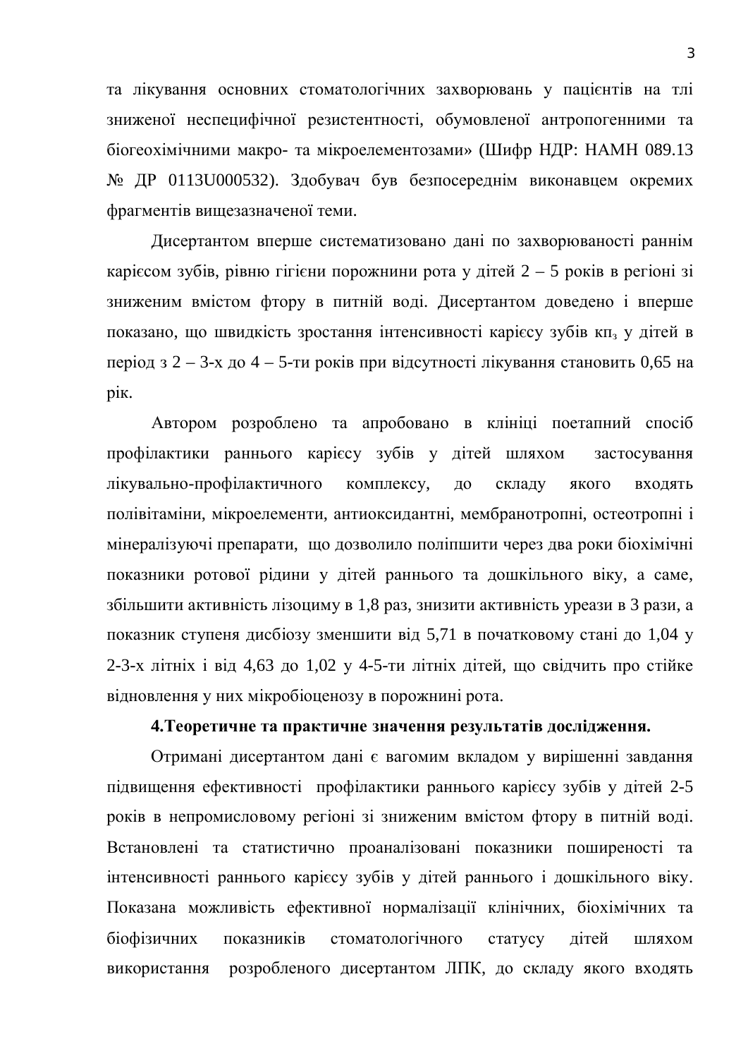та лікування основних стоматологічних захворювань у пацієнтів на тлі зниженої неспецифічної резистентності, обумовленої антропогенними та біогеохімічними макро- та мікроелементозами» (Шифр НДР: НАМН 089.13 № ДР 0113U000532). Здобувач був безпосереднім виконавцем окремих фрагментів вищезазначеної теми.

Дисертантом вперше систематизовано дані по захворюваності раннім карієсом зубів, рівню гігієни порожнини рота у дітей 2 – 5 років в регіоні зі зниженим вмістом фтору в питній воді. Дисертантом доведено і вперше показано, що швидкість зростання інтенсивності карієсу зубів $кп_з$ у дітей в період з 2 – 3-х до 4 – 5-ти років при відсутності лікування становить 0,65 на рік.

Автором розроблено та апробовано в клініці поетапний спосіб профілактики раннього карієсу зубів у дітей шляхом застосування лікувально-профілактичного комплексу, до складу якого входять полівітаміни, мікроелементи, антиоксидантні, мембранотропні, остеотропні і мінералізуючі препарати, що дозволило поліпшити через два роки біохімічні показники ротової рідини у дітей раннього та дошкільного віку, а саме, збільшити активність лізоциму в 1,8 раз, знизити активність уреази в 3 рази, а показник ступеня дисбіозу зменшити від 5,71 в початковому стані до 1,04 у 2-3-х літніх і від 4,63 до 1,02 у 4-5-ти літніх дітей, що свідчить про стійке відновлення у них мікробіоценозу в порожнині рота.

**4.Теоретичне та практичне значення результатів дослідження.**

Отримані дисертантом дані є вагомим вкладом у вирішенні завдання підвищення ефективності профілактики раннього карієсу зубів у дітей 2-5 років в непромисловому регіоні зі зниженим вмістом фтору в питній воді. Встановлені та статистично проаналізовані показники поширеності та інтенсивності раннього карієсу зубів у дітей раннього і дошкільного віку. Показана можливість ефективної нормалізації клінічних, біохімічних та біофізичних показників стоматологічного статусу дітей шляхом використання розробленого дисертантом ЛПК, до складу якого входять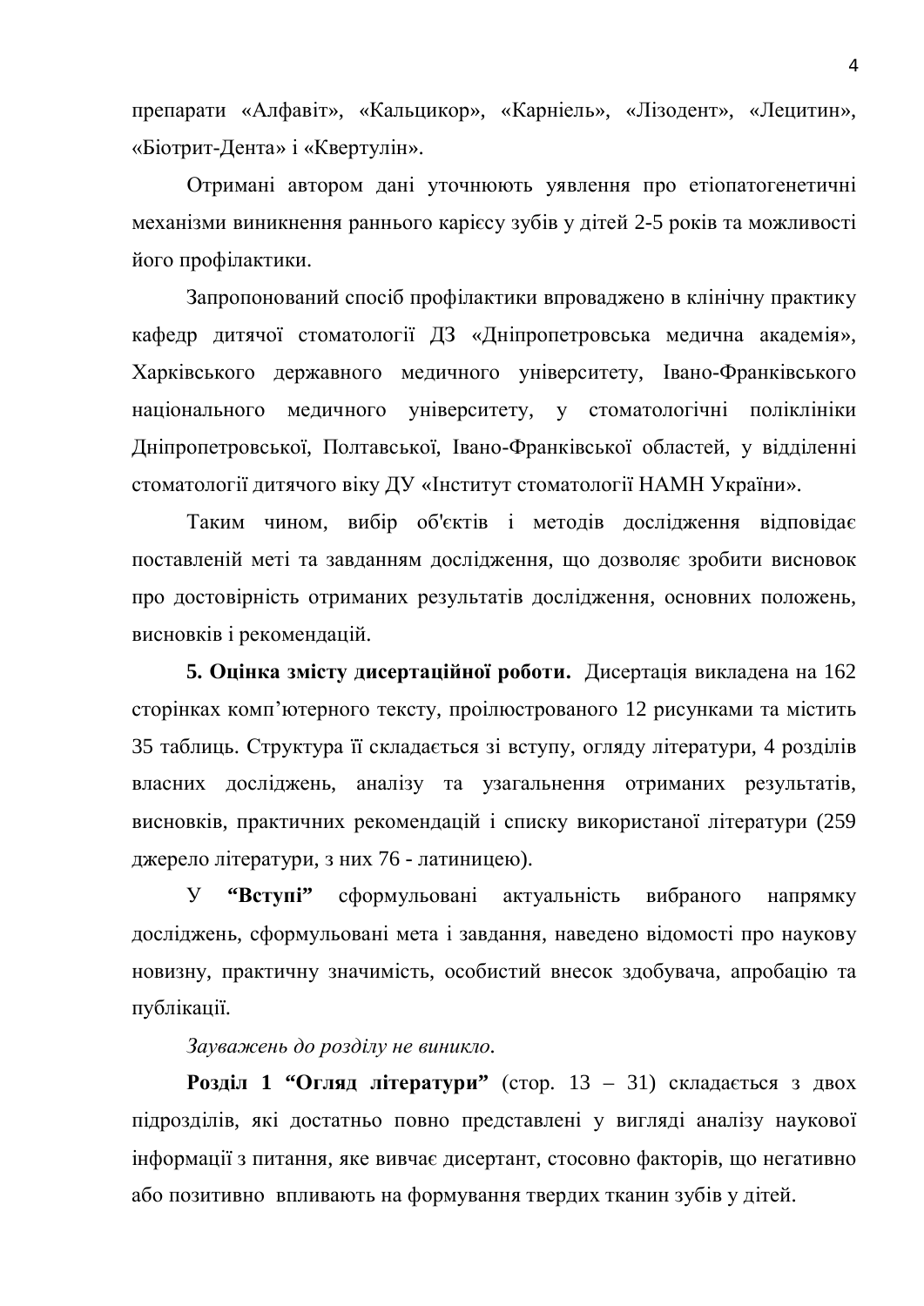препарати «Алфавіт», «Кальцикор», «Карніель», «Лізодент», «Лецитин», «Біотрит-Дента» і «Квертулін».

Отримані автором дані уточнюють уявлення про етіопатогенетичні механізми виникнення раннього карієсу зубів у дітей 2-5 років та можливості його профілактики.

Запропонований спосіб профілактики впроваджено в клінічну практику кафедр дитячої стоматології ДЗ «Дніпропетровська медична академія», Харківського державного медичного університету, Івано-Франківського національного медичного університету, у стоматологічні поліклініки Дніпропетровської, Полтавської, Івано-Франківської областей, у відділенні стоматології дитячого віку ДУ «Інститут стоматології НАМН України».

Таким чином, вибір об'єктів і методів дослідження відповідає поставленій меті та завданням дослідження, що дозволяє зробити висновок про достовірність отриманих результатів дослідження, основних положень, висновків і рекомендацій.

**5. Оцінка змісту дисертаційної роботи.** Дисертація викладена на 162 сторінках комп'ютерного тексту, проілюстрованого 12 рисунками та містить 35 таблиць. Структура її складається зі вступу, огляду літератури, 4 розділів власних досліджень, аналізу та узагальнення отриманих результатів, висновків, практичних рекомендацій і списку використаної літератури (259 джерело літератури, з них 76 - латиницею).

У **"Вступі"** сформульовані актуальність вибраного напрямку досліджень, сформульовані мета і завдання, наведено відомості про наукову новизну, практичну значимість, особистий внесок здобувача, апробацію та публікації.

*Зауважень до розділу не виникло.*

**Розділ 1 "Огляд літератури"** (стор. 13 – 31) складається з двох підрозділів, які достатньо повно представлені у вигляді аналізу наукової інформації з питання, яке вивчає дисертант, стосовно факторів, що негативно або позитивно впливають на формування твердих тканин зубів у дітей.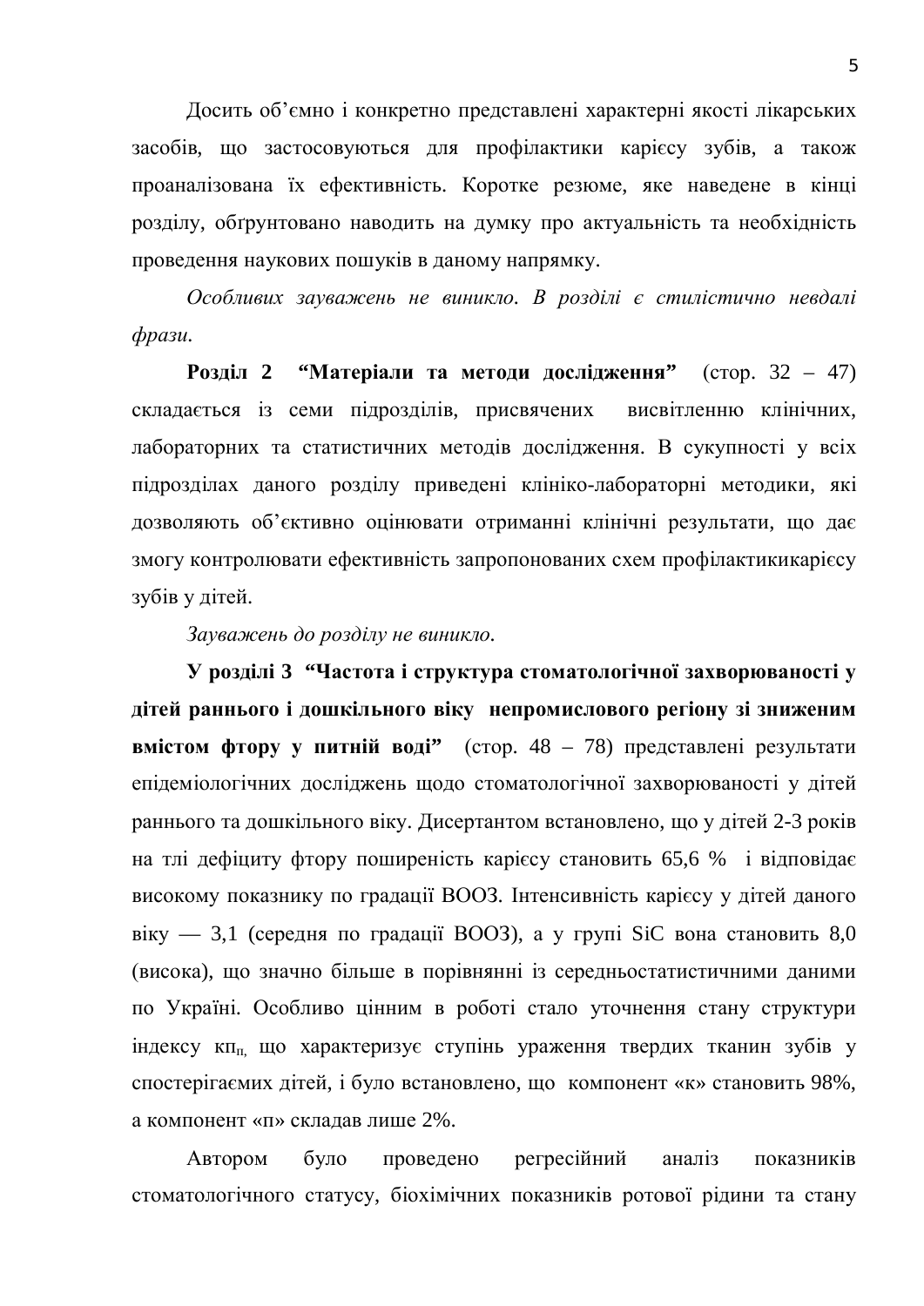Досить об'ємно і конкретно представлені характерні якості лікарських засобів, що застосовуються для профілактики карієсу зубів, а також проаналізована їх ефективність. Коротке резюме, яке наведене в кінці розділу, обґрунтовано наводить на думку про актуальність та необхідність проведення наукових пошуків в даному напрямку.

*Особливих зауважень не виникло. В розділі є стилістично невдалі фрази.*

**Розділ 2 "Матеріали та методи дослідження"** (стор. 32 – 47) складається із семи підрозділів, присвячених висвітленню клінічних, лабораторних та статистичних методів дослідження. В сукупності у всіх підрозділах даного розділу приведені клініко-лабораторні методики, які дозволяють об'єктивно оцінювати отриманні клінічні результати, що дає змогу контролювати ефективність запропонованих схем профілактикикарієсу зубів у дітей.

*Зауважень до розділу не виникло.*

**У розділі 3 "Частота і структура стоматологічної захворюваності у дітей раннього і дошкільного віку непромислового регіону зі зниженим вмістом фтору у питній воді"** (стор. 48 – 78) представлені результати епідеміологічних досліджень щодо стоматологічної захворюваності у дітей раннього та дошкільного віку. Дисертантом встановлено, що у дітей 2-3 років на тлі дефіциту фтору поширеність карієсу становить 65,6 % і відповідає високому показнику по градації ВООЗ. Інтенсивність карієсу у дітей даного віку — 3,1 (середня по градації ВООЗ), а у групі SiC вона становить 8,0 (висока), що значно більше в порівнянні із середньостатистичними даними по Україні. Особливо цінним в роботі стало уточнення стану структури індексу $кп_п$, що характеризує ступінь ураження твердих тканин зубів у спостерігаємих дітей, і було встановлено, що компонент «к» становить 98%, а компонент «п» складав лише 2%.

Автором було проведено регресійний аналіз показників стоматологічного статусу, біохімічних показників ротової рідини та стану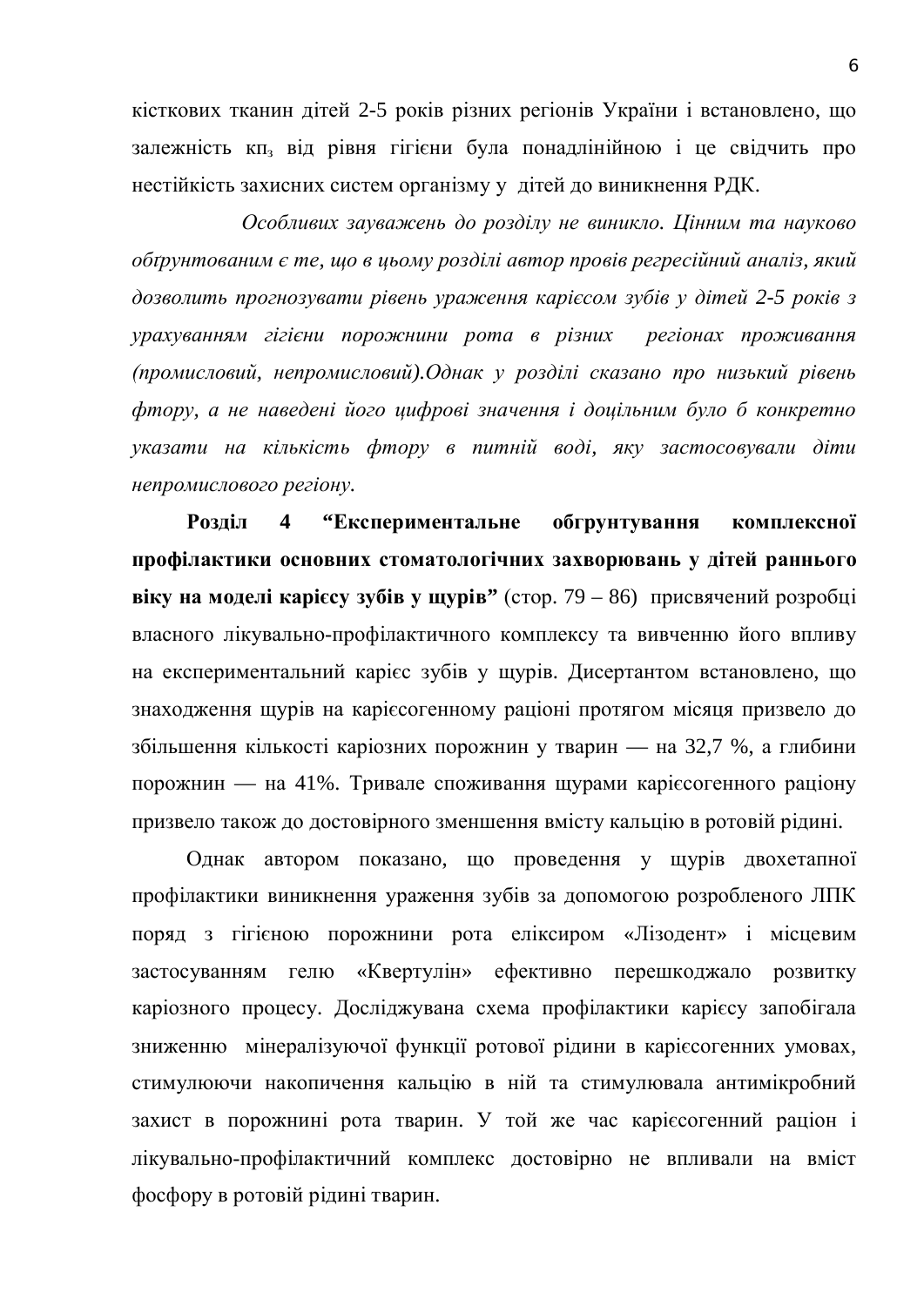кісткових тканин дітей 2-5 років різних регіонів України і встановлено, що залежність $кп_з$ від рівня гігієни була понадлінійною і це свідчить про нестійкість захисних систем організму у дітей до виникнення РДК.

*Особливих зауважень до розділу не виникло. Цінним та науково обґрунтованим є те, що в цьому розділі автор провів регресійний аналіз, який дозволить прогнозувати рівень ураження карієсом зубів у дітей 2-5 років з урахуванням гігієни порожнини рота в різних регіонах проживання (промисловий, непромисловий).Однак у розділі сказано про низький рівень фтору, а не наведені його цифрові значення і доцільним було б конкретно указати на кількість фтору в питній воді, яку застосовували діти непромислового регіону.*

**Розділ 4 “Експериментальне обгрунтування комплексної профілактики основних стоматологічних захворювань у дітей раннього віку на моделі карієсу зубів у щурів”** (стор. 79 – 86) присвячений розробці власного лікувально-профілактичного комплексу та вивченню його впливу на експериментальний карієс зубів у щурів. Дисертантом встановлено, що знаходження щурів на карієсогенному раціоні протягом місяця призвело до збільшення кількості каріозних порожнин у тварин — на 32,7 %, а глибини порожнин — на 41%. Тривале споживання щурами карієсогенного раціону призвело також до достовірного зменшення вмісту кальцію в ротовій рідині.

Однак автором показано, що проведення у щурів двохетапної профілактики виникнення ураження зубів за допомогою розробленого ЛПК поряд з гігієною порожнини рота еліксиром «Лізодент» і місцевим застосуванням гелю «Квертулін» ефективно перешкоджало розвитку каріозного процесу. Досліджувана схема профілактики карієсу запобігала зниженню мінералізуючої функції ротової рідини в карієсогенних умовах, стимулюючи накопичення кальцію в ній та стимулювала антимікробний захист в порожнині рота тварин. У той же час карієсогенний раціон і лікувально-профілактичний комплекс достовірно не впливали на вміст фосфору в ротовій рідині тварин.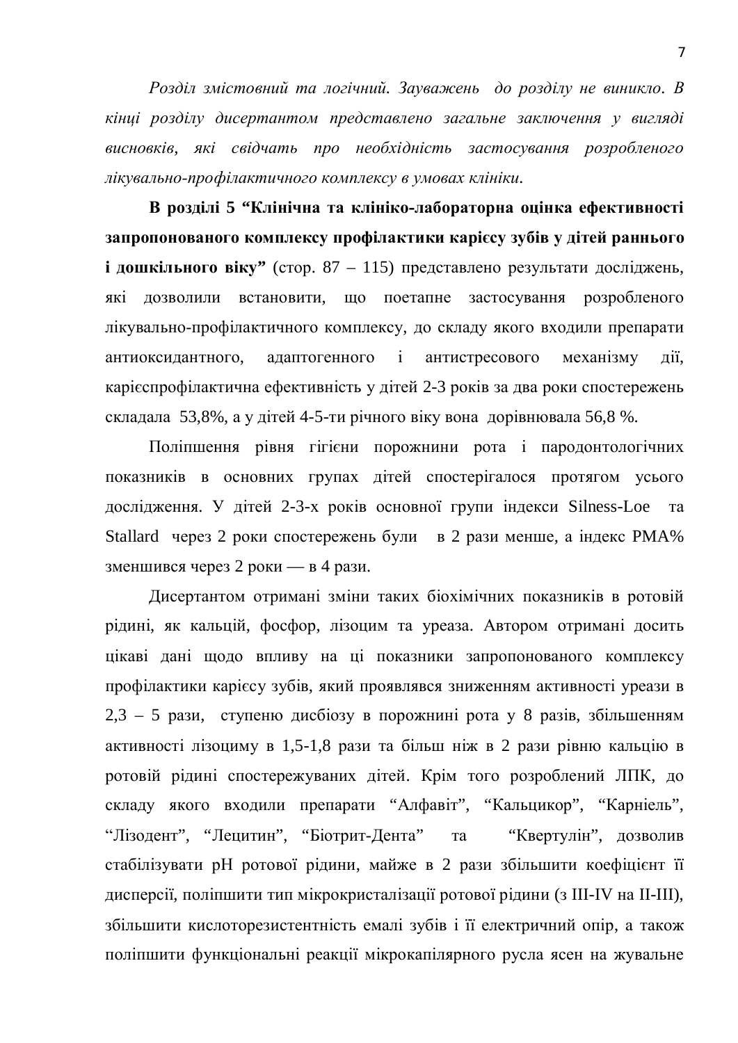*Розділ змістовний та логічний. Зауважень до розділу не виникло. В кінці розділу дисертантом представлено загальне заключення у вигляді висновків, які свідчать про необхідність застосування розробленого лікувально-профілактичного комплексу в умовах клініки.*

**В розділі 5 "Клінічна та клініко-лабораторна оцінка ефективності запропонованого комплексу профілактики карієсу зубів у дітей раннього і дошкільного віку"** (стор. 87 – 115) представлено результати досліджень, які дозволили встановити, що поетапне застосування розробленого лікувально-профілактичного комплексу, до складу якого входили препарати антиоксидантного, адаптогенного і антистресового механізму дії, карієспрофілактична ефективність у дітей 2-3 років за два роки спостережень складала 53,8%, а у дітей 4-5-ти річного віку вона дорівнювала 56,8 %.

Поліпшення рівня гігієни порожнини рота і пародонтологічних показників в основних групах дітей спостерігалося протягом усього дослідження. У дітей 2-3-х років основної групи індекси Silness-Loe та Stallard через 2 роки спостережень були в 2 рази менше, а індекс РМА% зменшився через 2 роки — в 4 рази.

Дисертантом отримані зміни таких біохімічних показників в ротовій рідині, як кальцій, фосфор, лізоцим та уреаза. Автором отримані досить цікаві дані щодо впливу на ці показники запропонованого комплексу профілактики карієсу зубів, який проявлявся зниженням активності уреази в 2,3 – 5 рази, ступеню дисбіозу в порожнині рота у 8 разів, збільшенням активності лізоциму в 1,5-1,8 рази та більш ніж в 2 рази рівню кальцію в ротовій рідині спостережуваних дітей. Крім того розроблений ЛПК, до складу якого входили препарати "Алфавіт", "Кальцикор", "Карніель", "Лізодент", "Лецитин", "Біотрит-Дента" та "Квертулін", дозволив стабілізувати pH ротової рідини, майже в 2 рази збільшити коефіцієнт її дисперсії, поліпшити тип мікрокристалізації ротової рідини (з III-IV на II-III), збільшити кислоторезистентність емалі зубів і її електричний опір, а також поліпшити функціональні реакції мікрокапілярного русла ясен на жувальне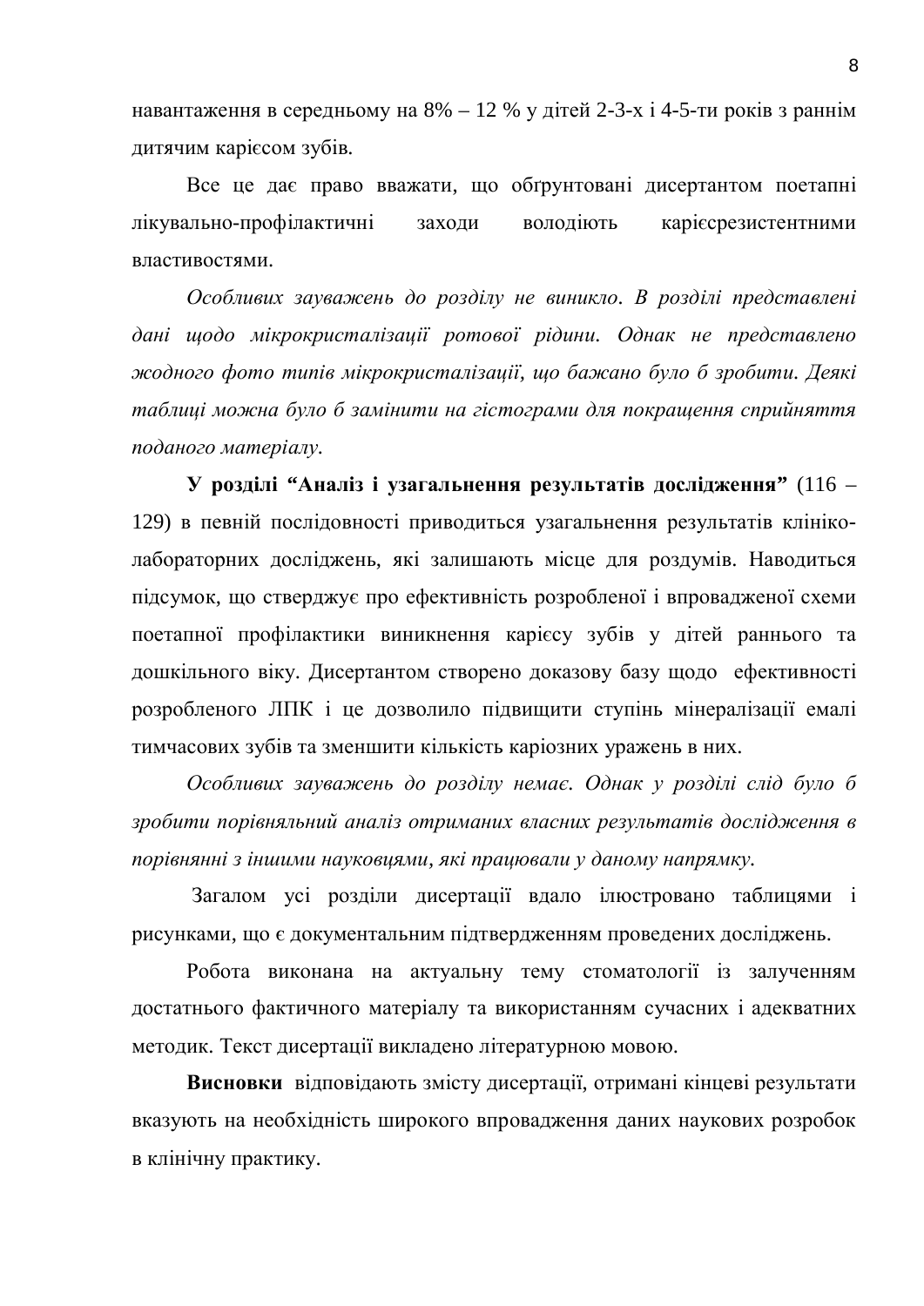навантаження в середньому на 8% – 12 % у дітей 2-3-х і 4-5-ти років з раннім дитячим карієсом зубів.

Все це дає право вважати, що обґрунтовані дисертантом поетапні лікувально-профілактичні заходи володіють карієсрезистентними властивостями.

*Особливих зауважень до розділу не виникло. В розділі представлені дані щодо мікрокристалізації ротової рідини. Однак не представлено жодного фото типів мікрокристалізації, що бажано було б зробити. Деякі таблиці можна було б замінити на гістограми для покращення сприйняття поданого матеріалу.*

**У розділі "Аналіз і узагальнення результатів дослідження"** (116 – 129) в певній послідовності приводиться узагальнення результатів клініко-лабораторних досліджень, які залишають місце для роздумів. Наводиться підсумок, що стверджує про ефективність розробленої і впровадженої схеми поетапної профілактики виникнення карієсу зубів у дітей раннього та дошкільного віку. Дисертантом створено доказову базу щодо ефективності розробленого ЛПК і це дозволило підвищити ступінь мінералізації емалі тимчасових зубів та зменшити кількість каріозних уражень в них.

*Особливих зауважень до розділу немає. Однак у розділі слід було б зробити порівняльний аналіз отриманих власних результатів дослідження в порівнянні з іншими науковцями, які працювали у даному напрямку.*

Загалом усі розділи дисертації вдало ілюстровано таблицями і рисунками, що є документальним підтвердженням проведених досліджень.

Робота виконана на актуальну тему стоматології із залученням достатнього фактичного матеріалу та використанням сучасних і адекватних методик. Текст дисертації викладено літературною мовою.

**Висновки** відповідають змісту дисертації, отримані кінцеві результати вказують на необхідність широкого впровадження даних наукових розробок в клінічну практику.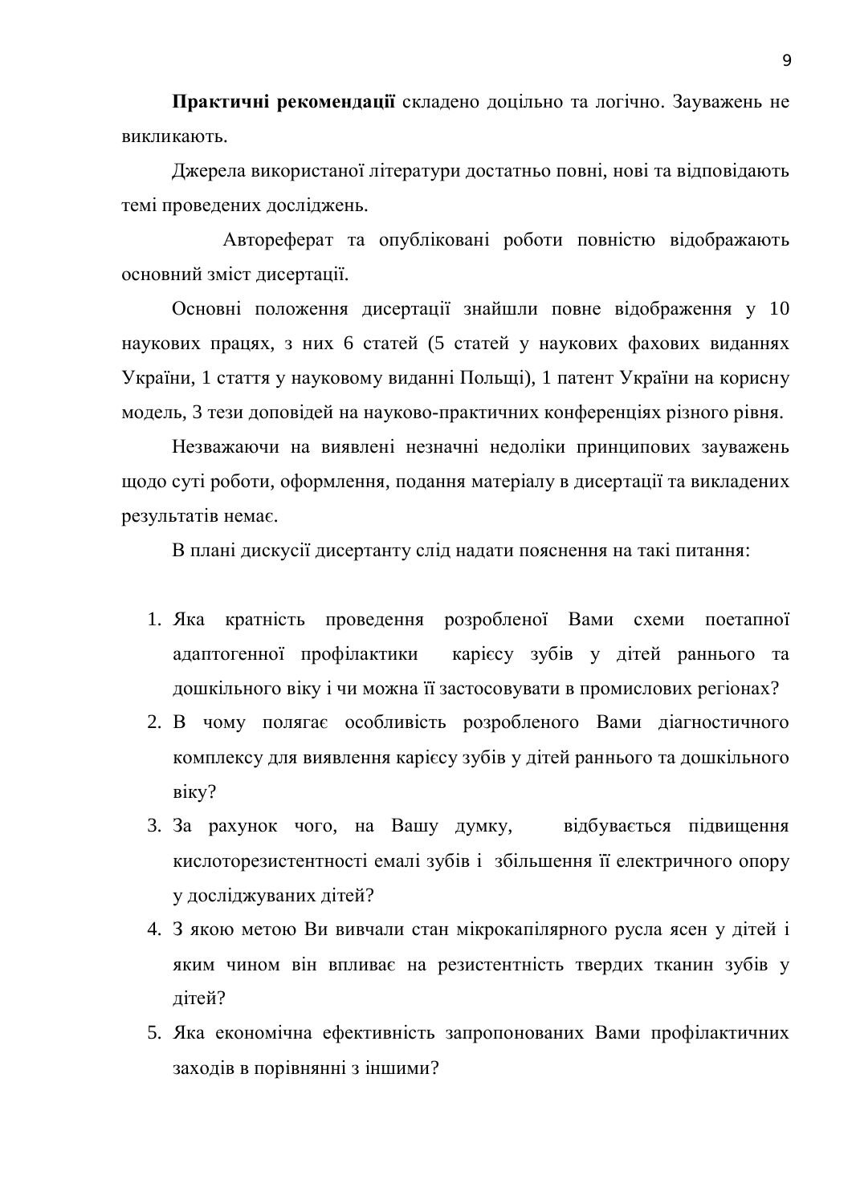**Практичні рекомендації** складено доцільно та логічно. Зауважень не викликають.

Джерела використаної літератури достатньо повні, нові та відповідають темі проведених досліджень.

Автореферат та опубліковані роботи повністю відображають основний зміст дисертації.

Основні положення дисертації знайшли повне відображення у 10 наукових працях, з них 6 статей (5 статей у наукових фахових виданнях України, 1 стаття у науковому виданні Польщі), 1 патент України на корисну модель, 3 тези доповідей на науково-практичних конференціях різного рівня.

Незважаючи на виявлені незначні недоліки принципових зауважень щодо суті роботи, оформлення, подання матеріалу в дисертації та викладених результатів немає.

В плані дискусії дисертанту слід надати пояснення на такі питання:

1. Яка кратність проведення розробленої Вами схеми поетапної адаптогенної профілактики карієсу зубів у дітей раннього та дошкільного віку і чи можна її застосовувати в промислових регіонах?
2. В чому полягає особливість розробленого Вами діагностичного комплексу для виявлення карієсу зубів у дітей раннього та дошкільного віку?
3. За рахунок чого, на Вашу думку, відбувається підвищення кислоторезистентності емалі зубів і збільшення її електричного опору у досліджуваних дітей?
4. З якою метою Ви вивчали стан мікрокапілярного русла ясен у дітей і яким чином він впливає на резистентність твердих тканин зубів у дітей?
5. Яка економічна ефективність запропонованих Вами профілактичних заходів в порівнянні з іншими?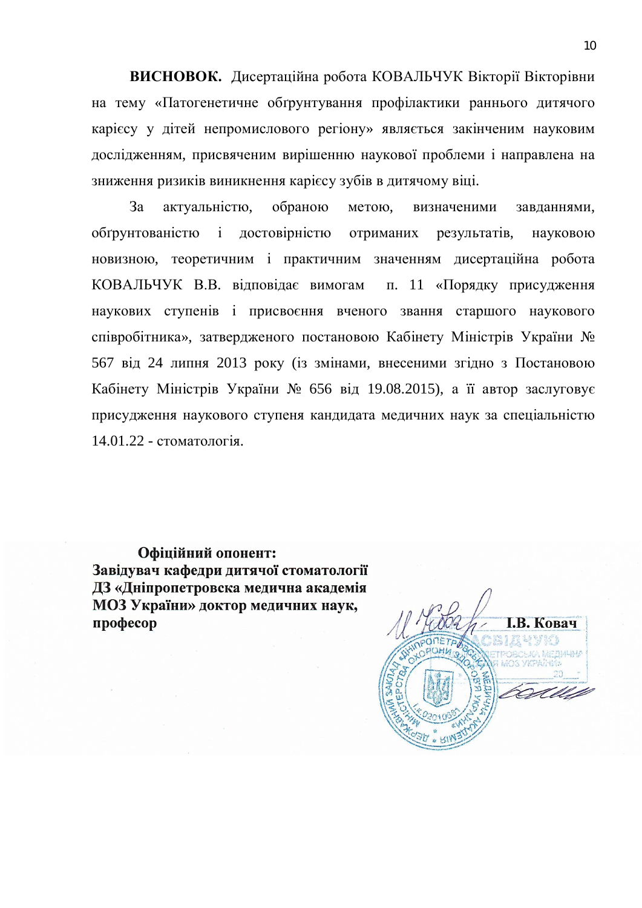**ВИСНОВОК.** Дисертаційна робота КОВАЛЬЧУК Вікторії Вікторівни на тему «Патогенетичне обґрунтування профілактики раннього дитячого карієсу у дітей непромислового регіону» являється закінченим науковим дослідженням, присвяченим вирішенню наукової проблеми і направлена на зниження ризиків виникнення карієсу зубів в дитячому віці.

За актуальністю, обраною метою, визначеними завданнями, обґрунтованістю і достовірністю отриманих результатів, науковою новизною, теоретичним і практичним значенням дисертаційна робота КОВАЛЬЧУК В.В. відповідає вимогам п. 11 «Порядку присудження наукових ступенів і присвоєння вченого звання старшого наукового співробітника», затвердженого постановою Кабінету Міністрів України № 567 від 24 липня 2013 року (із змінами, внесеними згідно з Постановою Кабінету Міністрів України № 656 від 19.08.2015), а її автор заслуговує присудження наукового ступеня кандидата медичних наук за спеціальністю 14.01.22 - стоматологія.

**Офіційний опонент:**
**Завідувач кафедри дитячої стоматології ДЗ «Дніпропетровска медична академія МОЗ України» доктор медичних наук, професор** **І.В. Ковач**